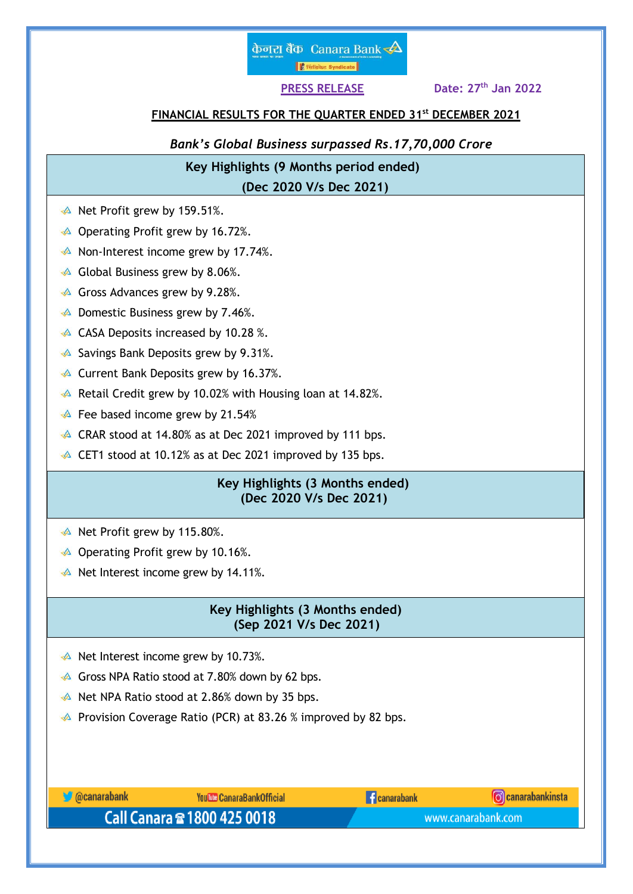**PRESS RELEASE** **Date: 27th Jan 2022**

## FINANCIAL RESULTS FOR THE QUARTER ENDED 31st DECEMBER 2021

***Bank's Global Business surpassed Rs.17,70,000 Crore***

### Key Highlights (9 Months period ended) (Dec 2020 V/s Dec 2021)

- Net Profit grew by 159.51%.
- Operating Profit grew by 16.72%.
- Non-Interest income grew by 17.74%.
- Global Business grew by 8.06%.
- Gross Advances grew by 9.28%.
- Domestic Business grew by 7.46%.
- CASA Deposits increased by 10.28 %.
- Savings Bank Deposits grew by 9.31%.
- Current Bank Deposits grew by 16.37%.
- Retail Credit grew by 10.02% with Housing loan at 14.82%.
- Fee based income grew by 21.54%
- CRAR stood at 14.80% as at Dec 2021 improved by 111 bps.
- CET1 stood at 10.12% as at Dec 2021 improved by 135 bps.

### Key Highlights (3 Months ended) (Dec 2020 V/s Dec 2021)

- Net Profit grew by 115.80%.
- Operating Profit grew by 10.16%.
- Net Interest income grew by 14.11%.

### Key Highlights (3 Months ended) (Sep 2021 V/s Dec 2021)

- Net Interest income grew by 10.73%.
- Gross NPA Ratio stood at 7.80% down by 62 bps.
- Net NPA Ratio stood at 2.86% down by 35 bps.
- Provision Coverage Ratio (PCR) at 83.26 % improved by 82 bps.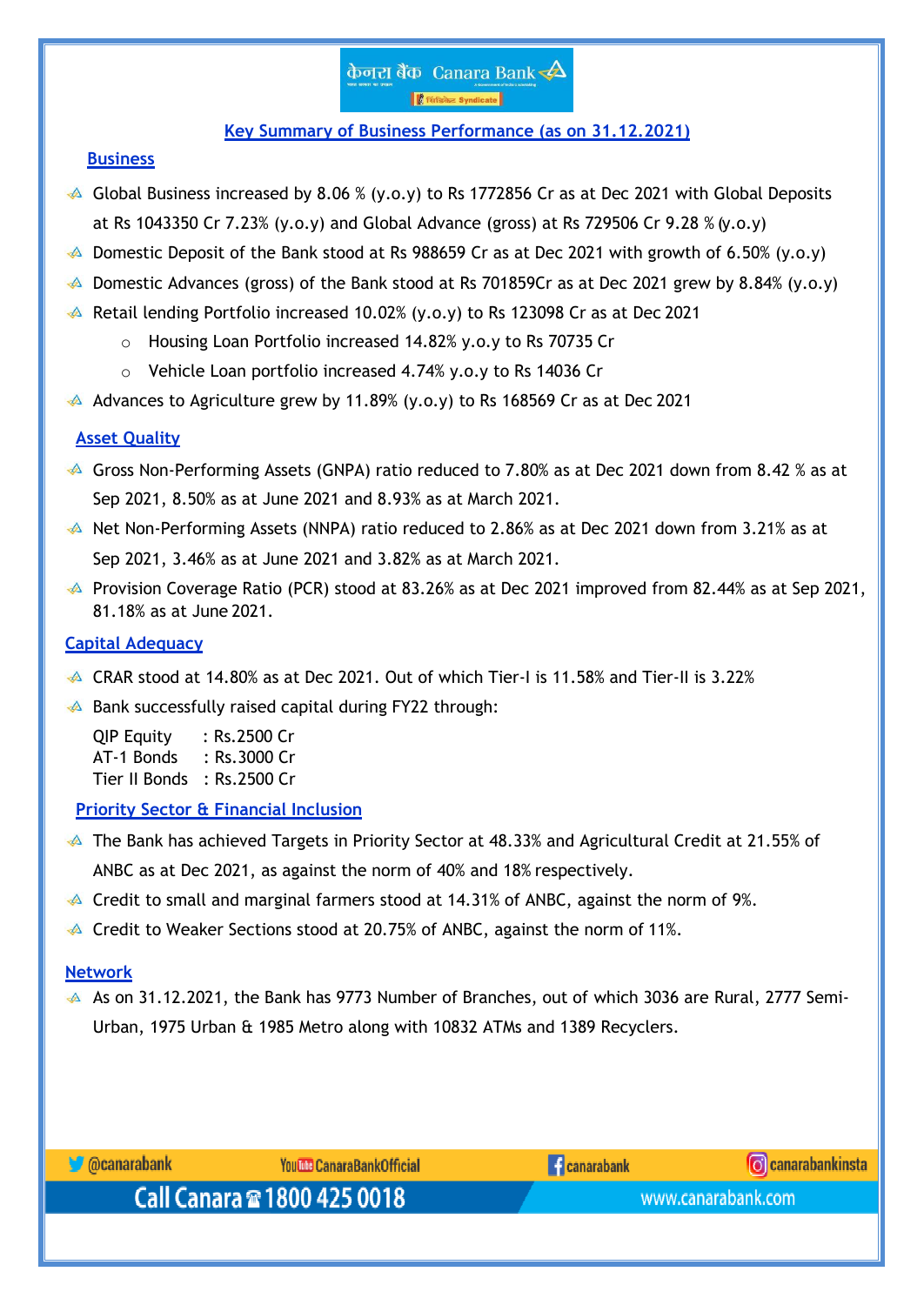## Key Summary of Business Performance (as on 31.12.2021)

### Business

- Global Business increased by 8.06 % (y.o.y) to Rs 1772856 Cr as at Dec 2021 with Global Deposits at Rs 1043350 Cr 7.23% (y.o.y) and Global Advance (gross) at Rs 729506 Cr 9.28 % (y.o.y)
- Domestic Deposit of the Bank stood at Rs 988659 Cr as at Dec 2021 with growth of 6.50% (y.o.y)
- Domestic Advances (gross) of the Bank stood at Rs 701859Cr as at Dec 2021 grew by 8.84% (y.o.y)
- Retail lending Portfolio increased 10.02% (y.o.y) to Rs 123098 Cr as at Dec 2021
  - Housing Loan Portfolio increased 14.82% y.o.y to Rs 70735 Cr
  - Vehicle Loan portfolio increased 4.74% y.o.y to Rs 14036 Cr
- Advances to Agriculture grew by 11.89% (y.o.y) to Rs 168569 Cr as at Dec 2021

### Asset Quality

- Gross Non-Performing Assets (GNPA) ratio reduced to 7.80% as at Dec 2021 down from 8.42 % as at Sep 2021, 8.50% as at June 2021 and 8.93% as at March 2021.
- Net Non-Performing Assets (NNPA) ratio reduced to 2.86% as at Dec 2021 down from 3.21% as at Sep 2021, 3.46% as at June 2021 and 3.82% as at March 2021.
- Provision Coverage Ratio (PCR) stood at 83.26% as at Dec 2021 improved from 82.44% as at Sep 2021, 81.18% as at June 2021.

### Capital Adequacy

- CRAR stood at 14.80% as at Dec 2021. Out of which Tier-I is 11.58% and Tier-II is 3.22%
- Bank successfully raised capital during FY22 through:

  QIP Equity : Rs.2500 Cr
  AT-1 Bonds : Rs.3000 Cr
  Tier II Bonds : Rs.2500 Cr

### Priority Sector & Financial Inclusion

- The Bank has achieved Targets in Priority Sector at 48.33% and Agricultural Credit at 21.55% of ANBC as at Dec 2021, as against the norm of 40% and 18% respectively.
- Credit to small and marginal farmers stood at 14.31% of ANBC, against the norm of 9%.
- Credit to Weaker Sections stood at 20.75% of ANBC, against the norm of 11%.

### Network

- As on 31.12.2021, the Bank has 9773 Number of Branches, out of which 3036 are Rural, 2777 Semi-Urban, 1975 Urban & 1985 Metro along with 10832 ATMs and 1389 Recyclers.

@canarabank YouTube CanaraBankOfficial canarabank canarabankinsta

Call Canara 1800 425 0018 www.canarabank.com